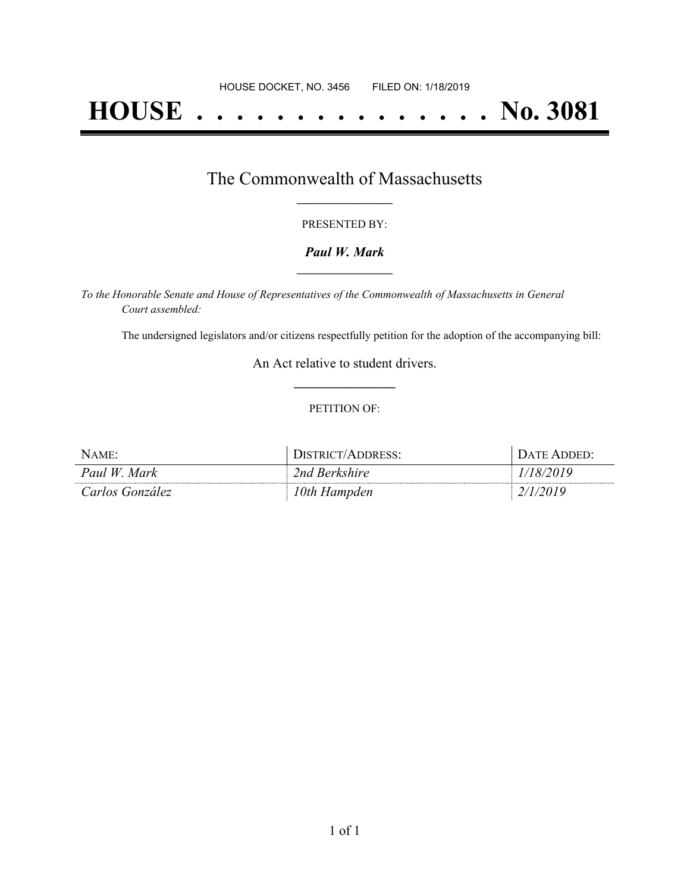HOUSE DOCKET, NO. 3456 FILED ON: 1/18/2019

# HOUSE . . . . . . . . . . . . . . . No. 3081

## The Commonwealth of Massachusetts

PRESENTED BY:

***Paul W. Mark***

*To the Honorable Senate and House of Representatives of the Commonwealth of Massachusetts in General Court assembled:*

The undersigned legislators and/or citizens respectfully petition for the adoption of the accompanying bill:

An Act relative to student drivers.

PETITION OF:

| NAME: | DISTRICT/ADDRESS: | DATE ADDED: |
| --- | --- | --- |
| *Paul W. Mark* | *2nd Berkshire* | *1/18/2019* |
| *Carlos González* | *10th Hampden* | *2/1/2019* |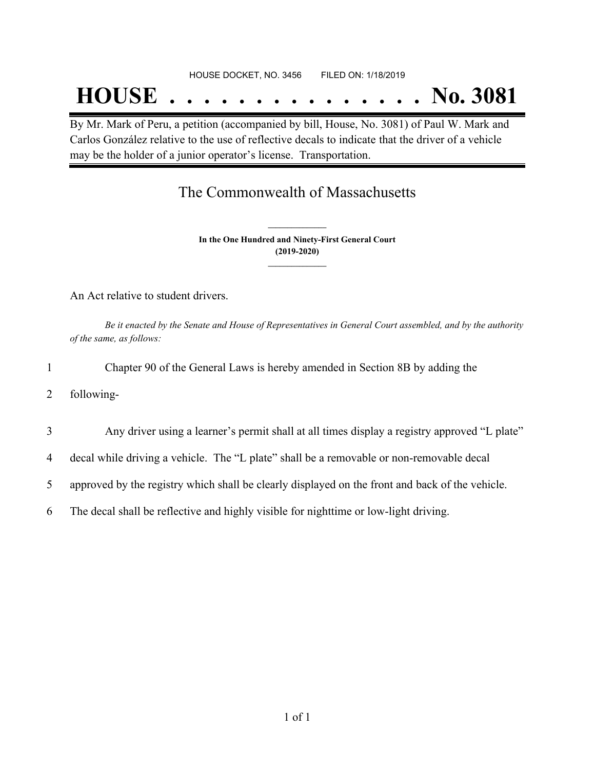HOUSE DOCKET, NO. 3456 FILED ON: 1/18/2019

# HOUSE . . . . . . . . . . . . . . . No. 3081

By Mr. Mark of Peru, a petition (accompanied by bill, House, No. 3081) of Paul W. Mark and Carlos González relative to the use of reflective decals to indicate that the driver of a vehicle may be the holder of a junior operator's license. Transportation.

## The Commonwealth of Massachusetts

**In the One Hundred and Ninety-First General Court**
**(2019-2020)**

An Act relative to student drivers.

*Be it enacted by the Senate and House of Representatives in General Court assembled, and by the authority of the same, as follows:*

1 Chapter 90 of the General Laws is hereby amended in Section 8B by adding the
2 following-

3 Any driver using a learner's permit shall at all times display a registry approved "L plate"
4 decal while driving a vehicle. The "L plate" shall be a removable or non-removable decal
5 approved by the registry which shall be clearly displayed on the front and back of the vehicle.
6 The decal shall be reflective and highly visible for nighttime or low-light driving.